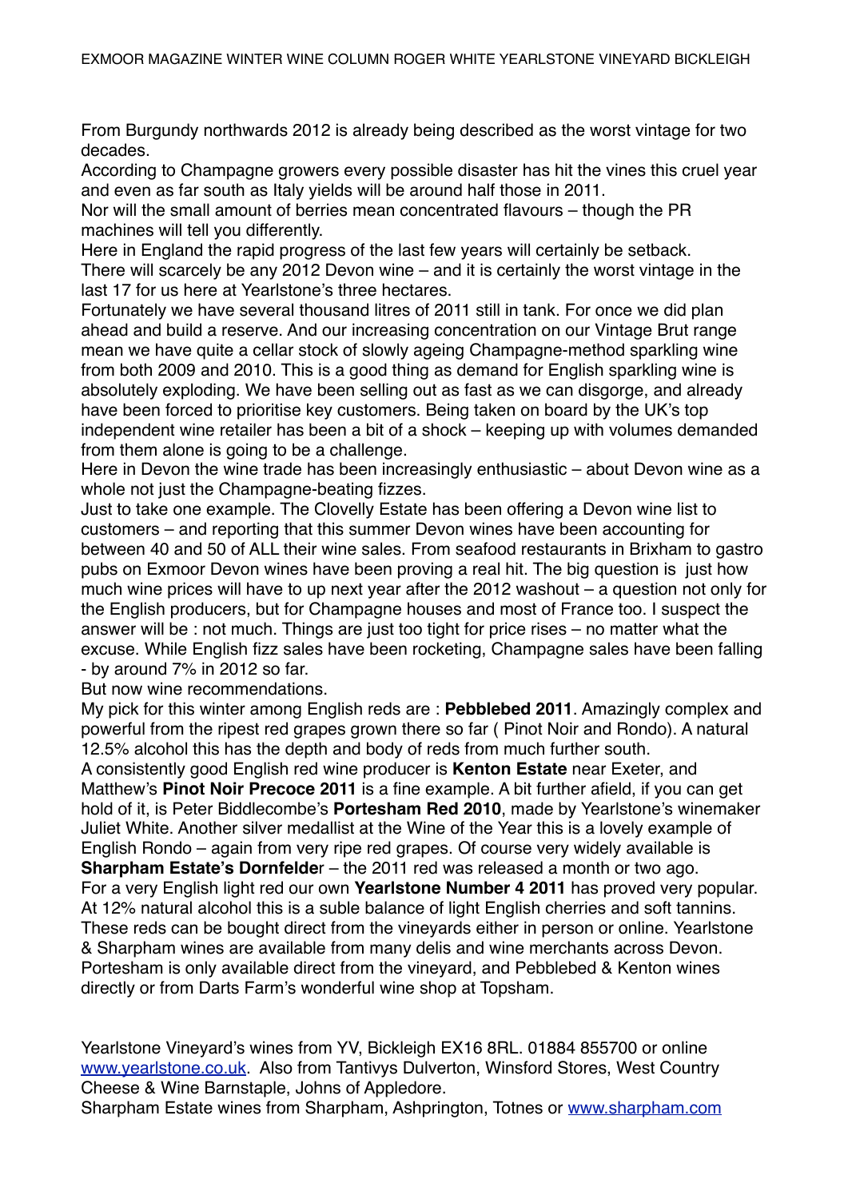EXMOOR MAGAZINE WINTER WINE COLUMN ROGER WHITE YEARLSTONE VINEYARD BICKLEIGH

From Burgundy northwards 2012 is already being described as the worst vintage for two decades.

According to Champagne growers every possible disaster has hit the vines this cruel year and even as far south as Italy yields will be around half those in 2011.

Nor will the small amount of berries mean concentrated flavours – though the PR machines will tell you differently.

Here in England the rapid progress of the last few years will certainly be setback.

There will scarcely be any 2012 Devon wine – and it is certainly the worst vintage in the last 17 for us here at Yearlstone's three hectares.

Fortunately we have several thousand litres of 2011 still in tank. For once we did plan ahead and build a reserve. And our increasing concentration on our Vintage Brut range mean we have quite a cellar stock of slowly ageing Champagne-method sparkling wine from both 2009 and 2010. This is a good thing as demand for English sparkling wine is absolutely exploding. We have been selling out as fast as we can disgorge, and already have been forced to prioritise key customers. Being taken on board by the UK's top independent wine retailer has been a bit of a shock – keeping up with volumes demanded from them alone is going to be a challenge.

Here in Devon the wine trade has been increasingly enthusiastic – about Devon wine as a whole not just the Champagne-beating fizzes.

Just to take one example. The Clovelly Estate has been offering a Devon wine list to customers – and reporting that this summer Devon wines have been accounting for between 40 and 50 of ALL their wine sales. From seafood restaurants in Brixham to gastro pubs on Exmoor Devon wines have been proving a real hit. The big question is just how much wine prices will have to up next year after the 2012 washout – a question not only for the English producers, but for Champagne houses and most of France too. I suspect the answer will be : not much. Things are just too tight for price rises – no matter what the excuse. While English fizz sales have been rocketing, Champagne sales have been falling - by around 7% in 2012 so far.

But now wine recommendations.

My pick for this winter among English reds are : **Pebblebed 2011**. Amazingly complex and powerful from the ripest red grapes grown there so far ( Pinot Noir and Rondo). A natural 12.5% alcohol this has the depth and body of reds from much further south.

A consistently good English red wine producer is **Kenton Estate** near Exeter, and Matthew's **Pinot Noir Precoce 2011** is a fine example. A bit further afield, if you can get hold of it, is Peter Biddlecombe's **Portesham Red 2010**, made by Yearlstone's winemaker Juliet White. Another silver medallist at the Wine of the Year this is a lovely example of English Rondo – again from very ripe red grapes. Of course very widely available is **Sharpham Estate's Dornfelde**r – the 2011 red was released a month or two ago.

For a very English light red our own **Yearlstone Number 4 2011** has proved very popular. At 12% natural alcohol this is a suble balance of light English cherries and soft tannins. These reds can be bought direct from the vineyards either in person or online. Yearlstone & Sharpham wines are available from many delis and wine merchants across Devon. Portesham is only available direct from the vineyard, and Pebblebed & Kenton wines directly or from Darts Farm's wonderful wine shop at Topsham.

Yearlstone Vineyard's wines from YV, Bickleigh EX16 8RL. 01884 855700 or online www.yearlstone.co.uk. Also from Tantivys Dulverton, Winsford Stores, West Country Cheese & Wine Barnstaple, Johns of Appledore.

Sharpham Estate wines from Sharpham, Ashprington, Totnes or www.sharpham.com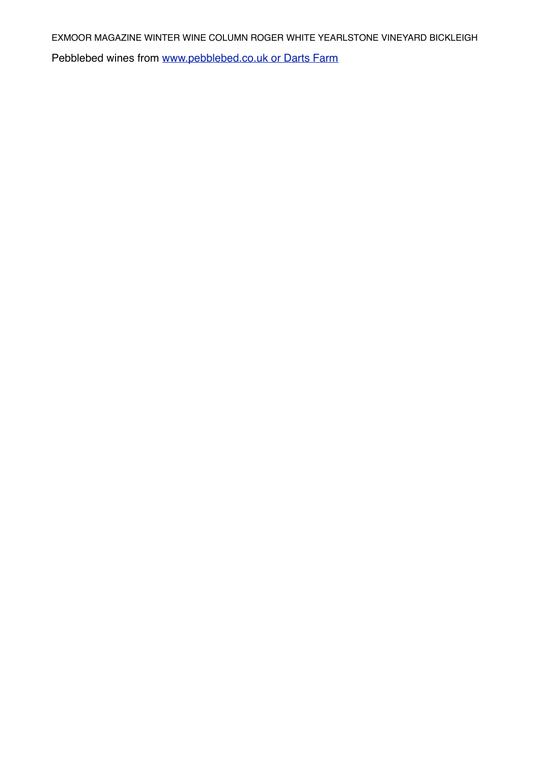Pebblebed wines from www.pebblebed.co.uk or Darts Farm